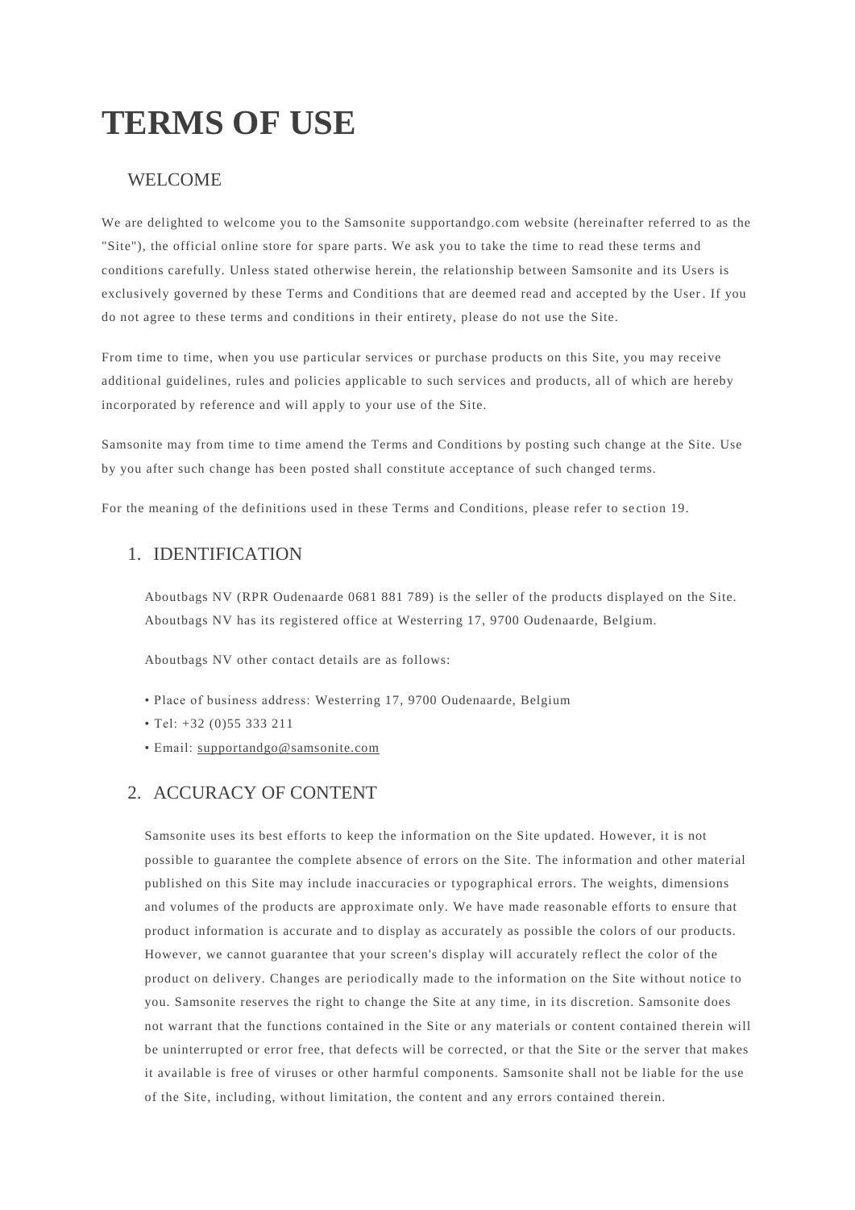# TERMS OF USE

## WELCOME

We are delighted to welcome you to the Samsonite supportandgo.com website (hereinafter referred to as the "Site"), the official online store for spare parts. We ask you to take the time to read these terms and conditions carefully. Unless stated otherwise herein, the relationship between Samsonite and its Users is exclusively governed by these Terms and Conditions that are deemed read and accepted by the User. If you do not agree to these terms and conditions in their entirety, please do not use the Site.

From time to time, when you use particular services or purchase products on this Site, you may receive additional guidelines, rules and policies applicable to such services and products, all of which are hereby incorporated by reference and will apply to your use of the Site.

Samsonite may from time to time amend the Terms and Conditions by posting such change at the Site. Use by you after such change has been posted shall constitute acceptance of such changed terms.

For the meaning of the definitions used in these Terms and Conditions, please refer to section 19.

## 1. IDENTIFICATION

Aboutbags NV (RPR Oudenaarde 0681 881 789) is the seller of the products displayed on the Site. Aboutbags NV has its registered office at Westerring 17, 9700 Oudenaarde, Belgium.

Aboutbags NV other contact details are as follows:

- Place of business address: Westerring 17, 9700 Oudenaarde, Belgium
- Tel: +32 (0)55 333 211
- Email: supportandgo@samsonite.com

## 2. ACCURACY OF CONTENT

Samsonite uses its best efforts to keep the information on the Site updated. However, it is not possible to guarantee the complete absence of errors on the Site. The information and other material published on this Site may include inaccuracies or typographical errors. The weights, dimensions and volumes of the products are approximate only. We have made reasonable efforts to ensure that product information is accurate and to display as accurately as possible the colors of our products. However, we cannot guarantee that your screen's display will accurately reflect the color of the product on delivery. Changes are periodically made to the information on the Site without notice to you. Samsonite reserves the right to change the Site at any time, in its discretion. Samsonite does not warrant that the functions contained in the Site or any materials or content contained therein will be uninterrupted or error free, that defects will be corrected, or that the Site or the server that makes it available is free of viruses or other harmful components. Samsonite shall not be liable for the use of the Site, including, without limitation, the content and any errors contained therein.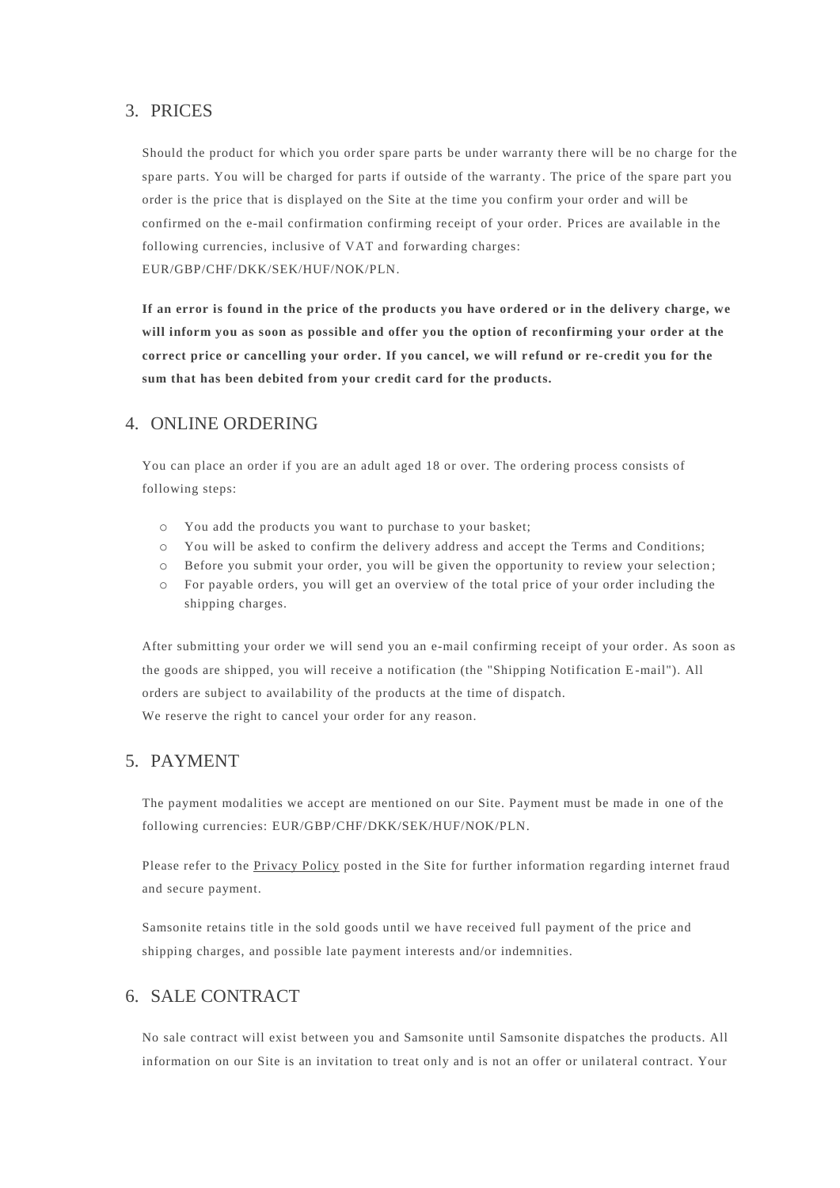## 3. PRICES

Should the product for which you order spare parts be under warranty there will be no charge for the spare parts. You will be charged for parts if outside of the warranty. The price of the spare part you order is the price that is displayed on the Site at the time you confirm your order and will be confirmed on the e-mail confirmation confirming receipt of your order. Prices are available in the following currencies, inclusive of VAT and forwarding charges: EUR/GBP/CHF/DKK/SEK/HUF/NOK/PLN.

**If an error is found in the price of the products you have ordered or in the delivery charge, we will inform you as soon as possible and offer you the option of reconfirming your order at the correct price or cancelling your order. If you cancel, we will refund or re-credit you for the sum that has been debited from your credit card for the products.**

## 4. ONLINE ORDERING

You can place an order if you are an adult aged 18 or over. The ordering process consists of following steps:

- You add the products you want to purchase to your basket;
- You will be asked to confirm the delivery address and accept the Terms and Conditions;
- Before you submit your order, you will be given the opportunity to review your selection;
- For payable orders, you will get an overview of the total price of your order including the shipping charges.

After submitting your order we will send you an e-mail confirming receipt of your order. As soon as the goods are shipped, you will receive a notification (the "Shipping Notification E-mail"). All orders are subject to availability of the products at the time of dispatch.
We reserve the right to cancel your order for any reason.

## 5. PAYMENT

The payment modalities we accept are mentioned on our Site. Payment must be made in one of the following currencies: EUR/GBP/CHF/DKK/SEK/HUF/NOK/PLN.

Please refer to the Privacy Policy posted in the Site for further information regarding internet fraud and secure payment.

Samsonite retains title in the sold goods until we have received full payment of the price and shipping charges, and possible late payment interests and/or indemnities.

## 6. SALE CONTRACT

No sale contract will exist between you and Samsonite until Samsonite dispatches the products. All information on our Site is an invitation to treat only and is not an offer or unilateral contract. Your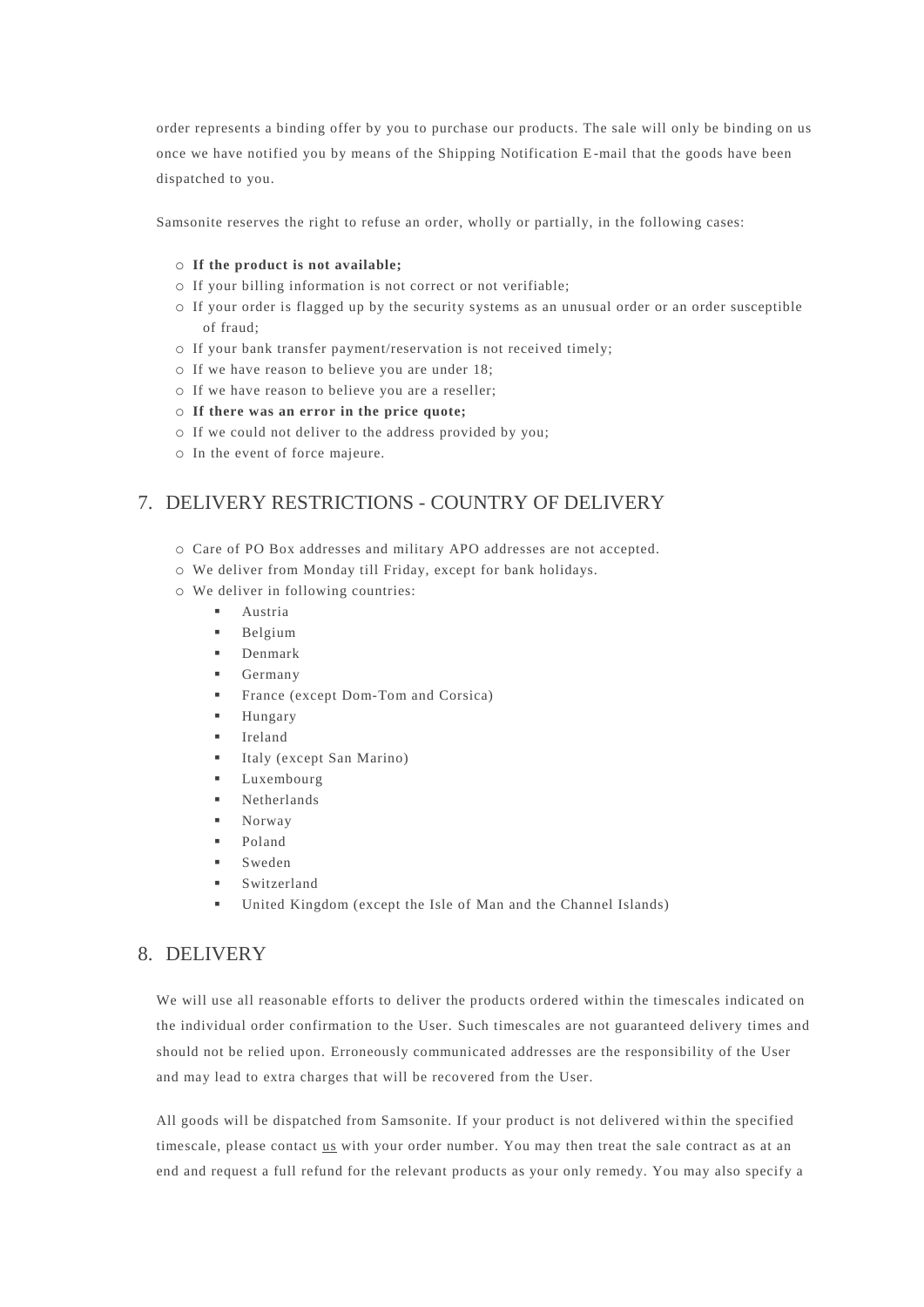order represents a binding offer by you to purchase our products. The sale will only be binding on us once we have notified you by means of the Shipping Notification E-mail that the goods have been dispatched to you.

Samsonite reserves the right to refuse an order, wholly or partially, in the following cases:

- **If the product is not available;**
- If your billing information is not correct or not verifiable;
- If your order is flagged up by the security systems as an unusual order or an order susceptible of fraud;
- If your bank transfer payment/reservation is not received timely;
- If we have reason to believe you are under 18;
- If we have reason to believe you are a reseller;
- **If there was an error in the price quote;**
- If we could not deliver to the address provided by you;
- In the event of force majeure.

## 7. DELIVERY RESTRICTIONS - COUNTRY OF DELIVERY

- Care of PO Box addresses and military APO addresses are not accepted.
- We deliver from Monday till Friday, except for bank holidays.
- We deliver in following countries:
  - Austria
  - Belgium
  - Denmark
  - Germany
  - France (except Dom-Tom and Corsica)
  - Hungary
  - Ireland
  - Italy (except San Marino)
  - Luxembourg
  - Netherlands
  - Norway
  - Poland
  - Sweden
  - Switzerland
  - United Kingdom (except the Isle of Man and the Channel Islands)

## 8. DELIVERY

We will use all reasonable efforts to deliver the products ordered within the timescales indicated on the individual order confirmation to the User. Such timescales are not guaranteed delivery times and should not be relied upon. Erroneously communicated addresses are the responsibility of the User and may lead to extra charges that will be recovered from the User.

All goods will be dispatched from Samsonite. If your product is not delivered within the specified timescale, please contact us with your order number. You may then treat the sale contract as at an end and request a full refund for the relevant products as your only remedy. You may also specify a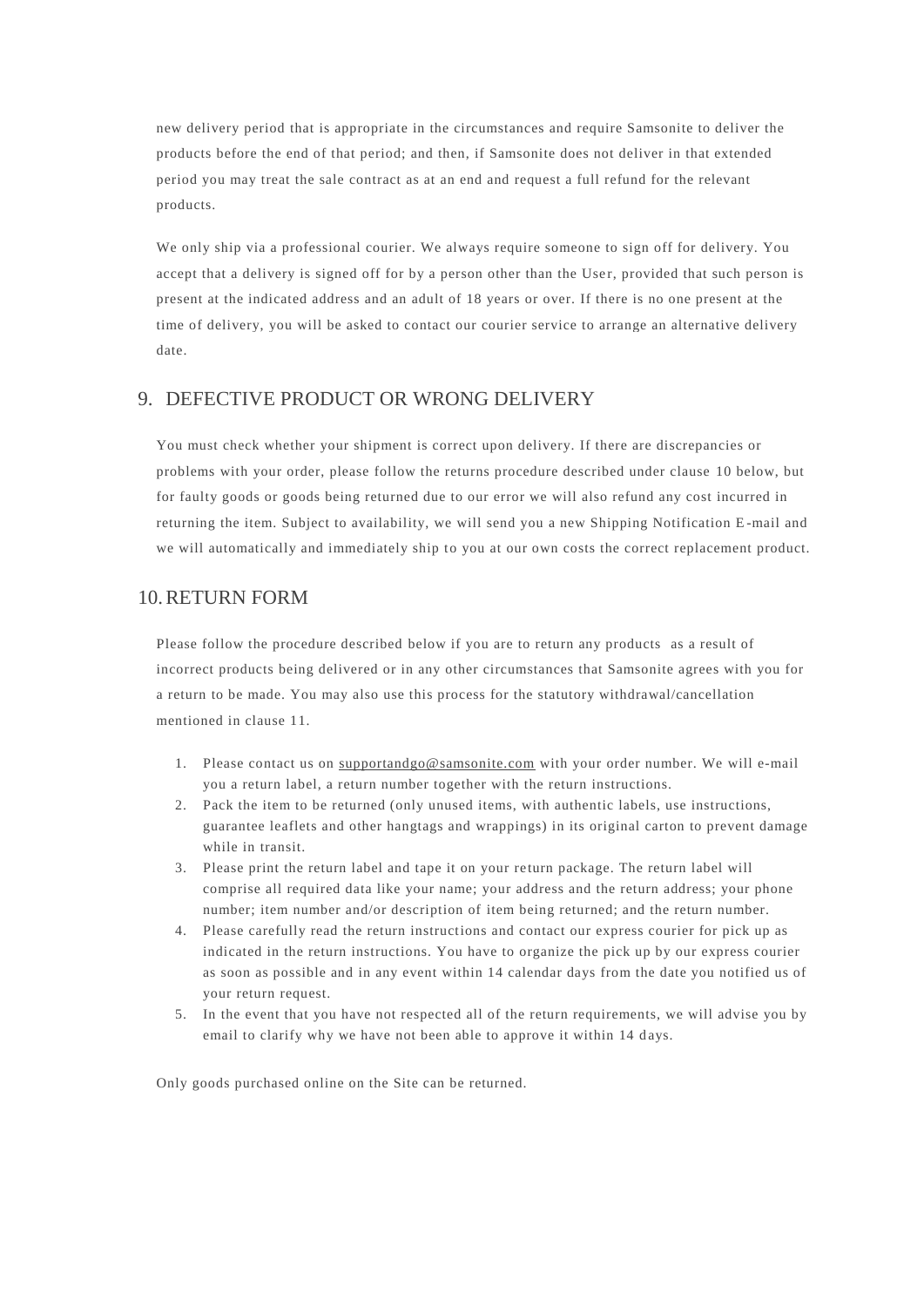new delivery period that is appropriate in the circumstances and require Samsonite to deliver the products before the end of that period; and then, if Samsonite does not deliver in that extended period you may treat the sale contract as at an end and request a full refund for the relevant products.

We only ship via a professional courier. We always require someone to sign off for delivery. You accept that a delivery is signed off for by a person other than the User, provided that such person is present at the indicated address and an adult of 18 years or over. If there is no one present at the time of delivery, you will be asked to contact our courier service to arrange an alternative delivery date.

## 9. DEFECTIVE PRODUCT OR WRONG DELIVERY

You must check whether your shipment is correct upon delivery. If there are discrepancies or problems with your order, please follow the returns procedure described under clause 10 below, but for faulty goods or goods being returned due to our error we will also refund any cost incurred in returning the item. Subject to availability, we will send you a new Shipping Notification E-mail and we will automatically and immediately ship to you at our own costs the correct replacement product.

## 10. RETURN FORM

Please follow the procedure described below if you are to return any products as a result of incorrect products being delivered or in any other circumstances that Samsonite agrees with you for a return to be made. You may also use this process for the statutory withdrawal/cancellation mentioned in clause 11.

1. Please contact us on supportandgo@samsonite.com with your order number. We will e-mail you a return label, a return number together with the return instructions.
2. Pack the item to be returned (only unused items, with authentic labels, use instructions, guarantee leaflets and other hangtags and wrappings) in its original carton to prevent damage while in transit.
3. Please print the return label and tape it on your return package. The return label will comprise all required data like your name; your address and the return address; your phone number; item number and/or description of item being returned; and the return number.
4. Please carefully read the return instructions and contact our express courier for pick up as indicated in the return instructions. You have to organize the pick up by our express courier as soon as possible and in any event within 14 calendar days from the date you notified us of your return request.
5. In the event that you have not respected all of the return requirements, we will advise you by email to clarify why we have not been able to approve it within 14 days.

Only goods purchased online on the Site can be returned.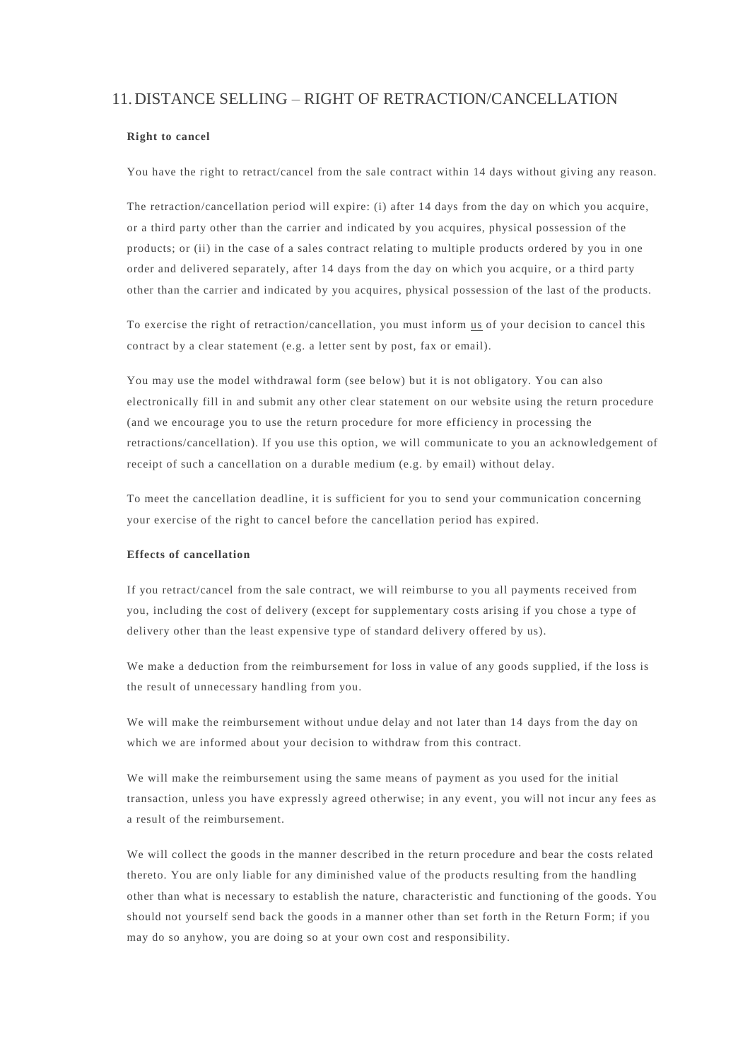## 11. DISTANCE SELLING – RIGHT OF RETRACTION/CANCELLATION

**Right to cancel**

You have the right to retract/cancel from the sale contract within 14 days without giving any reason.

The retraction/cancellation period will expire: (i) after 14 days from the day on which you acquire, or a third party other than the carrier and indicated by you acquires, physical possession of the products; or (ii) in the case of a sales contract relating to multiple products ordered by you in one order and delivered separately, after 14 days from the day on which you acquire, or a third party other than the carrier and indicated by you acquires, physical possession of the last of the products.

To exercise the right of retraction/cancellation, you must inform us of your decision to cancel this contract by a clear statement (e.g. a letter sent by post, fax or email).

You may use the model withdrawal form (see below) but it is not obligatory. You can also electronically fill in and submit any other clear statement on our website using the return procedure (and we encourage you to use the return procedure for more efficiency in processing the retractions/cancellation). If you use this option, we will communicate to you an acknowledgement of receipt of such a cancellation on a durable medium (e.g. by email) without delay.

To meet the cancellation deadline, it is sufficient for you to send your communication concerning your exercise of the right to cancel before the cancellation period has expired.

**Effects of cancellation**

If you retract/cancel from the sale contract, we will reimburse to you all payments received from you, including the cost of delivery (except for supplementary costs arising if you chose a type of delivery other than the least expensive type of standard delivery offered by us).

We make a deduction from the reimbursement for loss in value of any goods supplied, if the loss is the result of unnecessary handling from you.

We will make the reimbursement without undue delay and not later than 14 days from the day on which we are informed about your decision to withdraw from this contract.

We will make the reimbursement using the same means of payment as you used for the initial transaction, unless you have expressly agreed otherwise; in any event, you will not incur any fees as a result of the reimbursement.

We will collect the goods in the manner described in the return procedure and bear the costs related thereto. You are only liable for any diminished value of the products resulting from the handling other than what is necessary to establish the nature, characteristic and functioning of the goods. You should not yourself send back the goods in a manner other than set forth in the Return Form; if you may do so anyhow, you are doing so at your own cost and responsibility.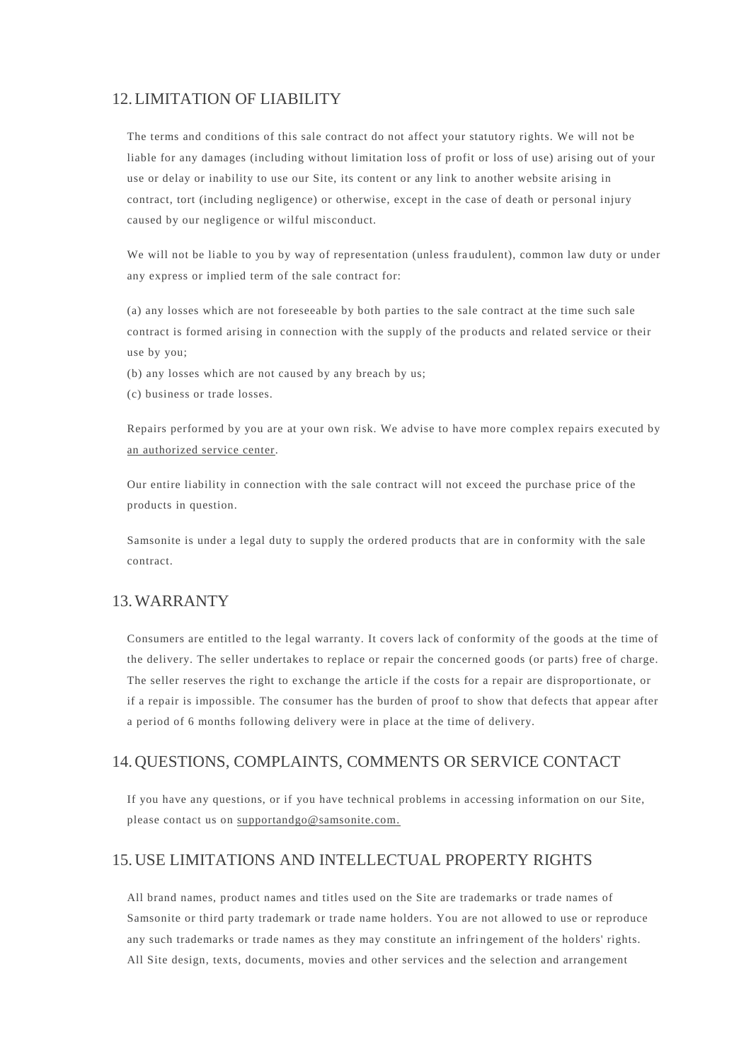## 12. LIMITATION OF LIABILITY

The terms and conditions of this sale contract do not affect your statutory rights. We will not be liable for any damages (including without limitation loss of profit or loss of use) arising out of your use or delay or inability to use our Site, its content or any link to another website arising in contract, tort (including negligence) or otherwise, except in the case of death or personal injury caused by our negligence or wilful misconduct.

We will not be liable to you by way of representation (unless fraudulent), common law duty or under any express or implied term of the sale contract for:

(a) any losses which are not foreseeable by both parties to the sale contract at the time such sale contract is formed arising in connection with the supply of the products and related service or their use by you;
(b) any losses which are not caused by any breach by us;
(c) business or trade losses.

Repairs performed by you are at your own risk. We advise to have more complex repairs executed by an authorized service center.

Our entire liability in connection with the sale contract will not exceed the purchase price of the products in question.

Samsonite is under a legal duty to supply the ordered products that are in conformity with the sale contract.

## 13. WARRANTY

Consumers are entitled to the legal warranty. It covers lack of conformity of the goods at the time of the delivery. The seller undertakes to replace or repair the concerned goods (or parts) free of charge. The seller reserves the right to exchange the article if the costs for a repair are disproportionate, or if a repair is impossible. The consumer has the burden of proof to show that defects that appear after a period of 6 months following delivery were in place at the time of delivery.

## 14. QUESTIONS, COMPLAINTS, COMMENTS OR SERVICE CONTACT

If you have any questions, or if you have technical problems in accessing information on our Site, please contact us on supportandgo@samsonite.com.

## 15. USE LIMITATIONS AND INTELLECTUAL PROPERTY RIGHTS

All brand names, product names and titles used on the Site are trademarks or trade names of Samsonite or third party trademark or trade name holders. You are not allowed to use or reproduce any such trademarks or trade names as they may constitute an infringement of the holders' rights. All Site design, texts, documents, movies and other services and the selection and arrangement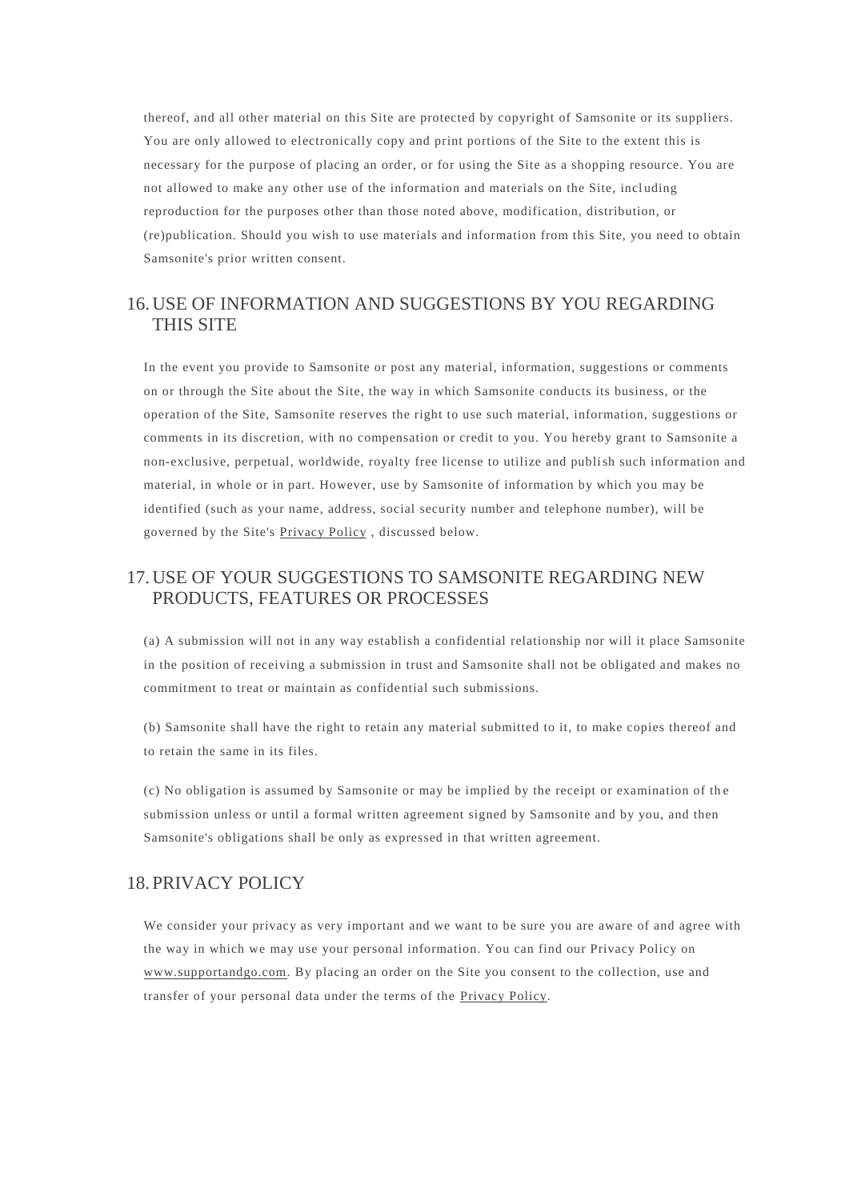thereof, and all other material on this Site are protected by copyright of Samsonite or its suppliers. You are only allowed to electronically copy and print portions of the Site to the extent this is necessary for the purpose of placing an order, or for using the Site as a shopping resource. You are not allowed to make any other use of the information and materials on the Site, including reproduction for the purposes other than those noted above, modification, distribution, or (re)publication. Should you wish to use materials and information from this Site, you need to obtain Samsonite's prior written consent.

## 16. USE OF INFORMATION AND SUGGESTIONS BY YOU REGARDING THIS SITE

In the event you provide to Samsonite or post any material, information, suggestions or comments on or through the Site about the Site, the way in which Samsonite conducts its business, or the operation of the Site, Samsonite reserves the right to use such material, information, suggestions or comments in its discretion, with no compensation or credit to you. You hereby grant to Samsonite a non-exclusive, perpetual, worldwide, royalty free license to utilize and publish such information and material, in whole or in part. However, use by Samsonite of information by which you may be identified (such as your name, address, social security number and telephone number), will be governed by the Site's Privacy Policy , discussed below.

## 17. USE OF YOUR SUGGESTIONS TO SAMSONITE REGARDING NEW PRODUCTS, FEATURES OR PROCESSES

(a) A submission will not in any way establish a confidential relationship nor will it place Samsonite in the position of receiving a submission in trust and Samsonite shall not be obligated and makes no commitment to treat or maintain as confidential such submissions.

(b) Samsonite shall have the right to retain any material submitted to it, to make copies thereof and to retain the same in its files.

(c) No obligation is assumed by Samsonite or may be implied by the receipt or examination of the submission unless or until a formal written agreement signed by Samsonite and by you, and then Samsonite's obligations shall be only as expressed in that written agreement.

## 18. PRIVACY POLICY

We consider your privacy as very important and we want to be sure you are aware of and agree with the way in which we may use your personal information. You can find our Privacy Policy on www.supportandgo.com. By placing an order on the Site you consent to the collection, use and transfer of your personal data under the terms of the Privacy Policy.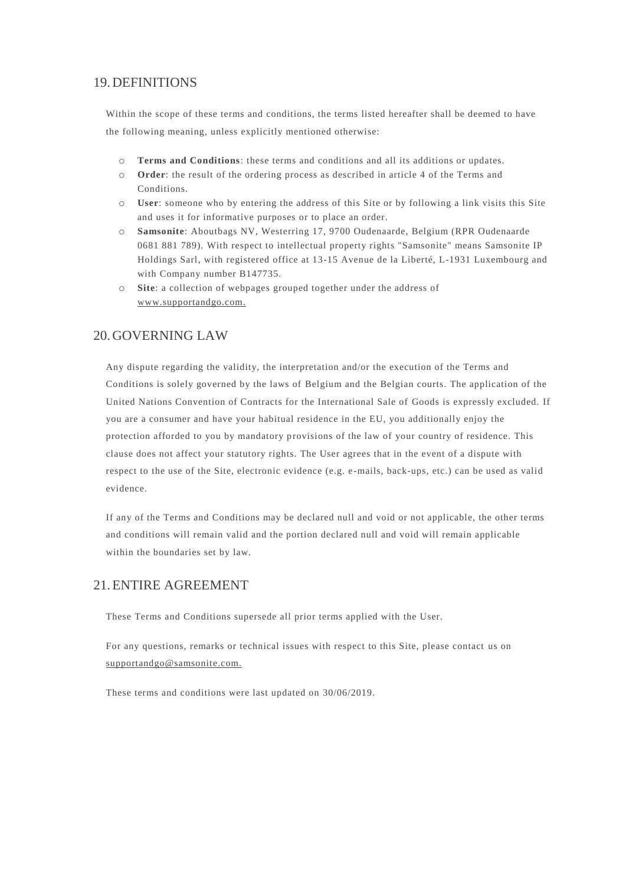## 19. DEFINITIONS

Within the scope of these terms and conditions, the terms listed hereafter shall be deemed to have the following meaning, unless explicitly mentioned otherwise:

- **Terms and Conditions**: these terms and conditions and all its additions or updates.
- **Order**: the result of the ordering process as described in article 4 of the Terms and Conditions.
- **User**: someone who by entering the address of this Site or by following a link visits this Site and uses it for informative purposes or to place an order.
- **Samsonite**: Aboutbags NV, Westerring 17, 9700 Oudenaarde, Belgium (RPR Oudenaarde 0681 881 789). With respect to intellectual property rights "Samsonite" means Samsonite IP Holdings Sarl, with registered office at 13-15 Avenue de la Liberté, L-1931 Luxembourg and with Company number B147735.
- **Site**: a collection of webpages grouped together under the address of www.supportandgo.com.

## 20. GOVERNING LAW

Any dispute regarding the validity, the interpretation and/or the execution of the Terms and Conditions is solely governed by the laws of Belgium and the Belgian courts. The application of the United Nations Convention of Contracts for the International Sale of Goods is expressly excluded. If you are a consumer and have your habitual residence in the EU, you additionally enjoy the protection afforded to you by mandatory provisions of the law of your country of residence. This clause does not affect your statutory rights. The User agrees that in the event of a dispute with respect to the use of the Site, electronic evidence (e.g. e-mails, back-ups, etc.) can be used as valid evidence.

If any of the Terms and Conditions may be declared null and void or not applicable, the other terms and conditions will remain valid and the portion declared null and void will remain applicable within the boundaries set by law.

## 21. ENTIRE AGREEMENT

These Terms and Conditions supersede all prior terms applied with the User.

For any questions, remarks or technical issues with respect to this Site, please contact us on supportandgo@samsonite.com.

These terms and conditions were last updated on 30/06/2019.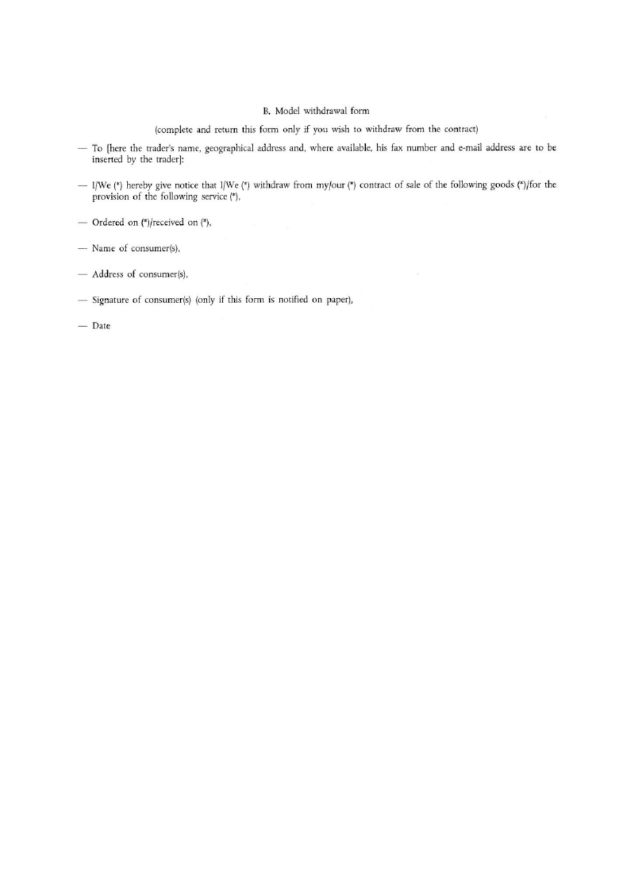B. Model withdrawal form

(complete and return this form only if you wish to withdraw from the contract)

— To [here the trader's name, geographical address and, where available, his fax number and e-mail address are to be inserted by the trader]:

— I/We (*) hereby give notice that I/We (*) withdraw from my/our (*) contract of sale of the following goods (*)/for the provision of the following service (*),

— Ordered on (*)/received on (*),

— Name of consumer(s),

— Address of consumer(s),

— Signature of consumer(s) (only if this form is notified on paper),

— Date